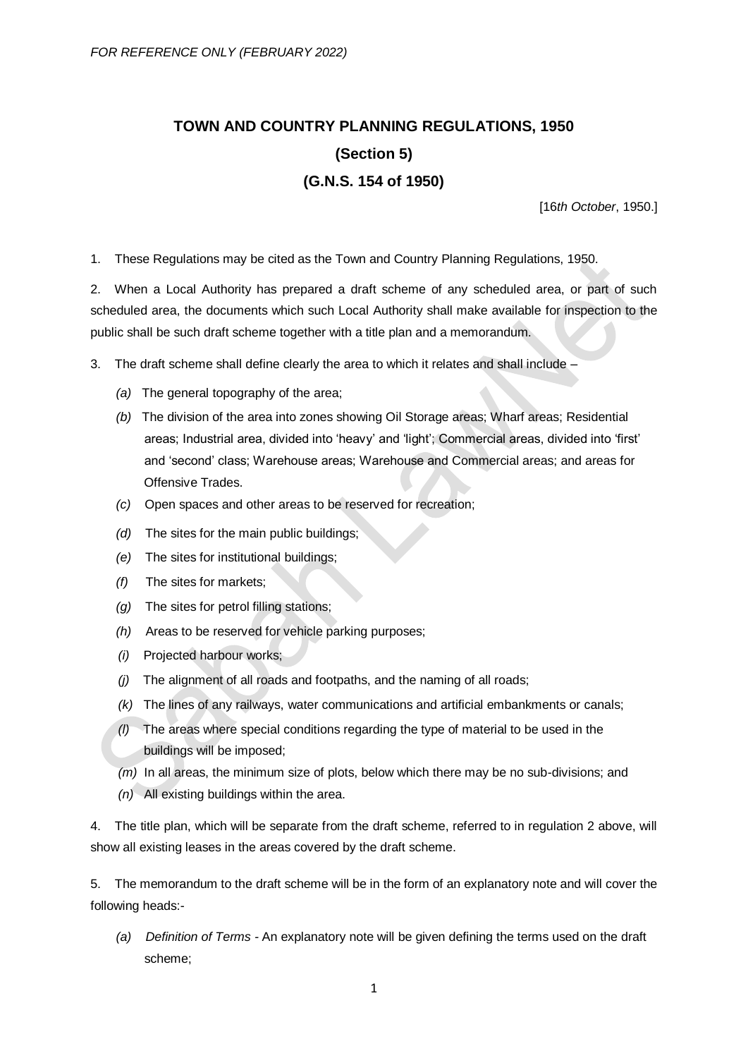*FOR REFERENCE ONLY (FEBRUARY 2022)*

# TOWN AND COUNTRY PLANNING REGULATIONS, 1950

## (Section 5)

## (G.N.S. 154 of 1950)

[16*th October*, 1950.]

1. These Regulations may be cited as the Town and Country Planning Regulations, 1950.

2. When a Local Authority has prepared a draft scheme of any scheduled area, or part of such scheduled area, the documents which such Local Authority shall make available for inspection to the public shall be such draft scheme together with a title plan and a memorandum.

3. The draft scheme shall define clearly the area to which it relates and shall include –

   *(a)* The general topography of the area;

   *(b)* The division of the area into zones showing Oil Storage areas; Wharf areas; Residential areas; Industrial area, divided into 'heavy' and 'light'; Commercial areas, divided into 'first' and 'second' class; Warehouse areas; Warehouse and Commercial areas; and areas for Offensive Trades.

   *(c)* Open spaces and other areas to be reserved for recreation;

   *(d)* The sites for the main public buildings;

   *(e)* The sites for institutional buildings;

   *(f)* The sites for markets;

   *(g)* The sites for petrol filling stations;

   *(h)* Areas to be reserved for vehicle parking purposes;

   *(i)* Projected harbour works;

   *(j)* The alignment of all roads and footpaths, and the naming of all roads;

   *(k)* The lines of any railways, water communications and artificial embankments or canals;

   *(l)* The areas where special conditions regarding the type of material to be used in the buildings will be imposed;

   *(m)* In all areas, the minimum size of plots, below which there may be no sub-divisions; and

   *(n)* All existing buildings within the area.

4. The title plan, which will be separate from the draft scheme, referred to in regulation 2 above, will show all existing leases in the areas covered by the draft scheme.

5. The memorandum to the draft scheme will be in the form of an explanatory note and will cover the following heads:-

   *(a)* *Definition of Terms* - An explanatory note will be given defining the terms used on the draft scheme;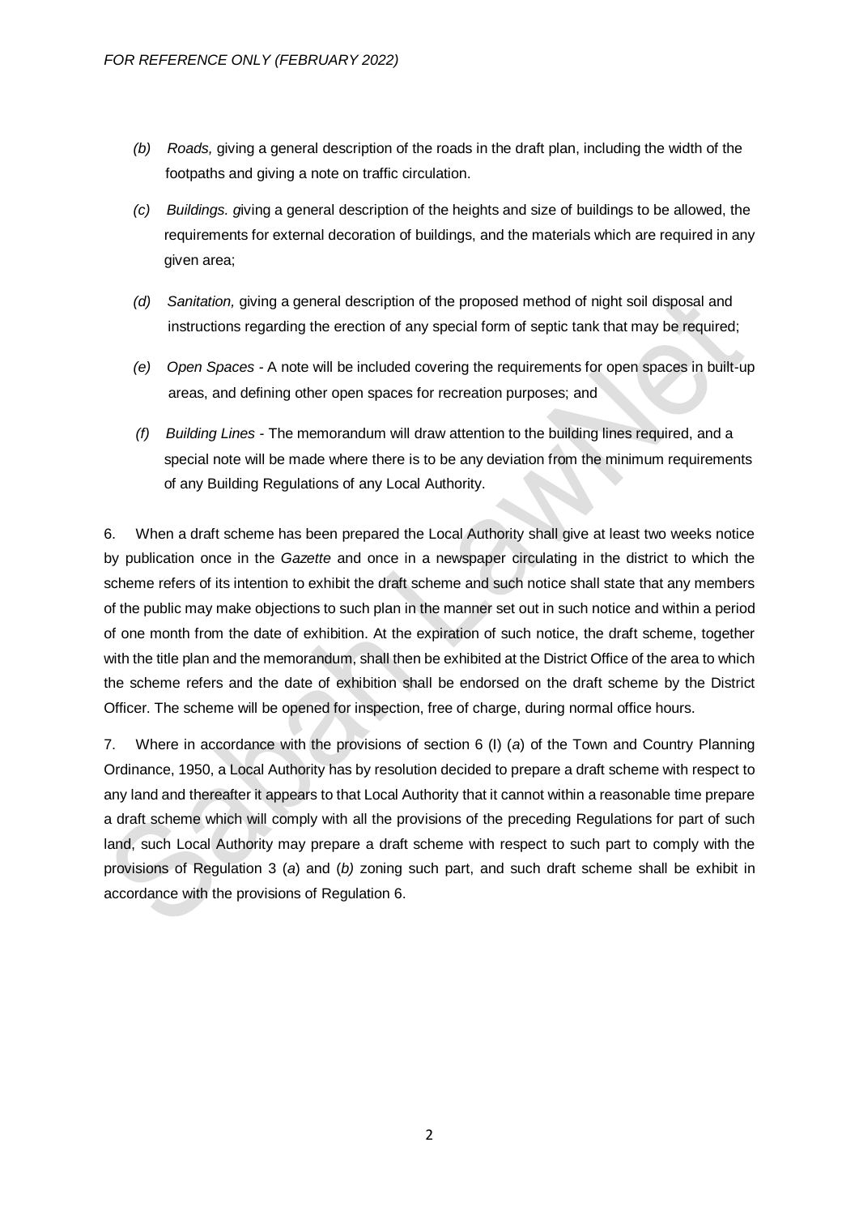*(b)* *Roads,* giving a general description of the roads in the draft plan, including the width of the footpaths and giving a note on traffic circulation.

*(c)* *Buildings. g*iving a general description of the heights and size of buildings to be allowed, the requirements for external decoration of buildings, and the materials which are required in any given area;

*(d)* *Sanitation,* giving a general description of the proposed method of night soil disposal and instructions regarding the erection of any special form of septic tank that may be required;

*(e)* *Open Spaces* - A note will be included covering the requirements for open spaces in built-up areas, and defining other open spaces for recreation purposes; and

*(f)* *Building Lines* - The memorandum will draw attention to the building lines required, and a special note will be made where there is to be any deviation from the minimum requirements of any Building Regulations of any Local Authority.

6. When a draft scheme has been prepared the Local Authority shall give at least two weeks notice by publication once in the *Gazette* and once in a newspaper circulating in the district to which the scheme refers of its intention to exhibit the draft scheme and such notice shall state that any members of the public may make objections to such plan in the manner set out in such notice and within a period of one month from the date of exhibition. At the expiration of such notice, the draft scheme, together with the title plan and the memorandum, shall then be exhibited at the District Office of the area to which the scheme refers and the date of exhibition shall be endorsed on the draft scheme by the District Officer. The scheme will be opened for inspection, free of charge, during normal office hours.

7. Where in accordance with the provisions of section 6 (I) (*a*) of the Town and Country Planning Ordinance, 1950, a Local Authority has by resolution decided to prepare a draft scheme with respect to any land and thereafter it appears to that Local Authority that it cannot within a reasonable time prepare a draft scheme which will comply with all the provisions of the preceding Regulations for part of such land, such Local Authority may prepare a draft scheme with respect to such part to comply with the provisions of Regulation 3 (*a*) and (*b)* zoning such part, and such draft scheme shall be exhibit in accordance with the provisions of Regulation 6.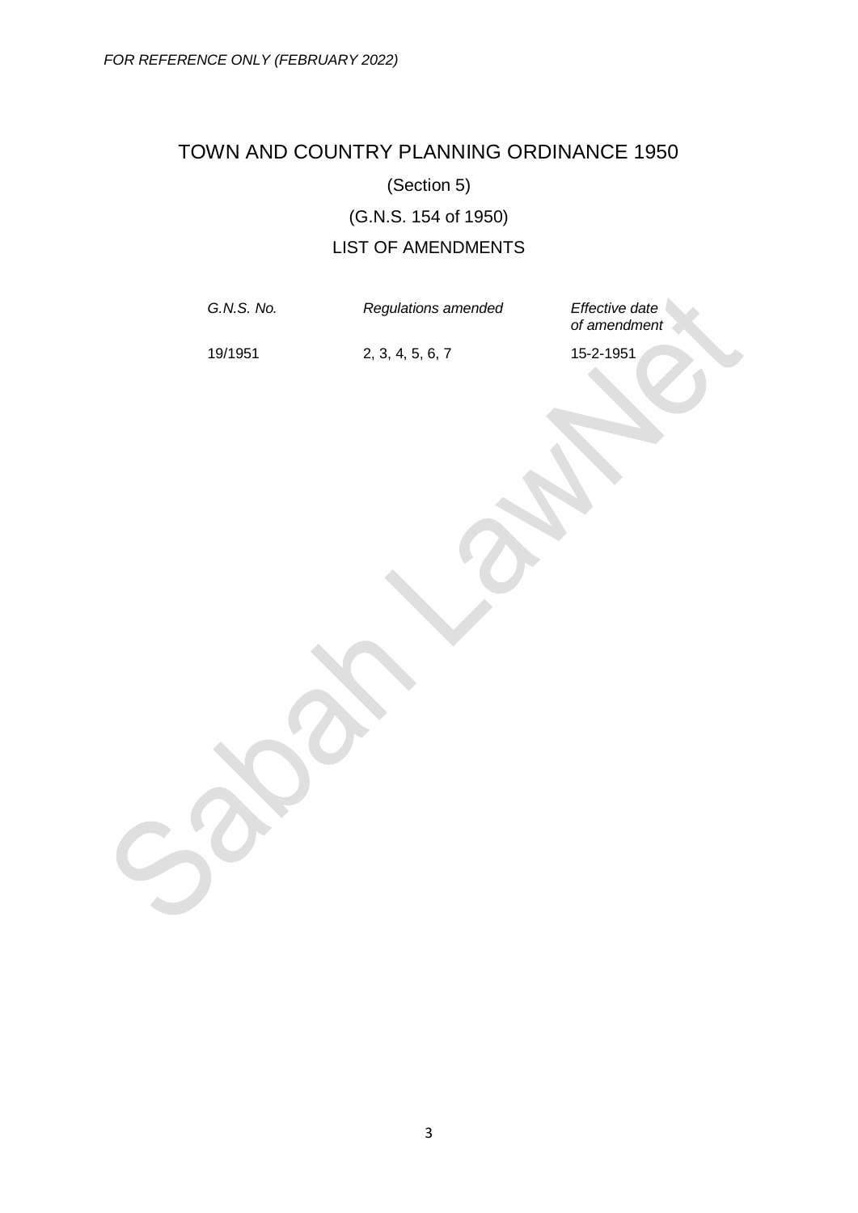# TOWN AND COUNTRY PLANNING ORDINANCE 1950

(Section 5)

(G.N.S. 154 of 1950)

LIST OF AMENDMENTS

| *G.N.S. No.* | *Regulations amended* | *Effective date of amendment* |
|---|---|---|
| 19/1951 | 2, 3, 4, 5, 6, 7 | 15-2-1951 |